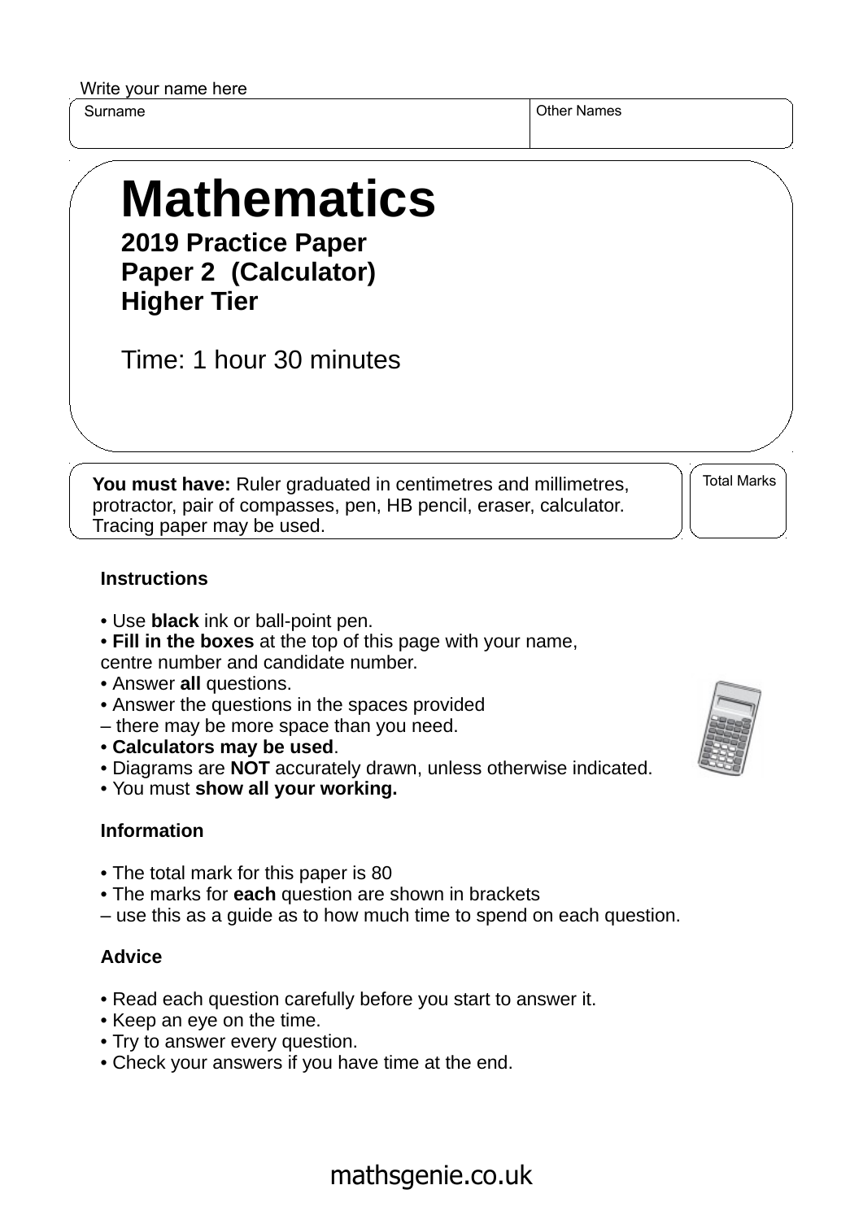Write your name here

| Surname | Other Names |
| --- | --- |
| | |

# Mathematics

**2019 Practice Paper**
**Paper 2 (Calculator)**
**Higher Tier**

Time: 1 hour 30 minutes

**You must have:** Ruler graduated in centimetres and millimetres, protractor, pair of compasses, pen, HB pencil, eraser, calculator. Tracing paper may be used.

Total Marks

### Instructions

- Use **black** ink or ball-point pen.
- **Fill in the boxes** at the top of this page with your name, centre number and candidate number.
- Answer **all** questions.
- Answer the questions in the spaces provided – there may be more space than you need.
- **Calculators may be used**.
- Diagrams are **NOT** accurately drawn, unless otherwise indicated.
- You must **show all your working.**

### Information

- The total mark for this paper is 80
- The marks for **each** question are shown in brackets – use this as a guide as to how much time to spend on each question.

### Advice

- Read each question carefully before you start to answer it.
- Keep an eye on the time.
- Try to answer every question.
- Check your answers if you have time at the end.

mathsgenie.co.uk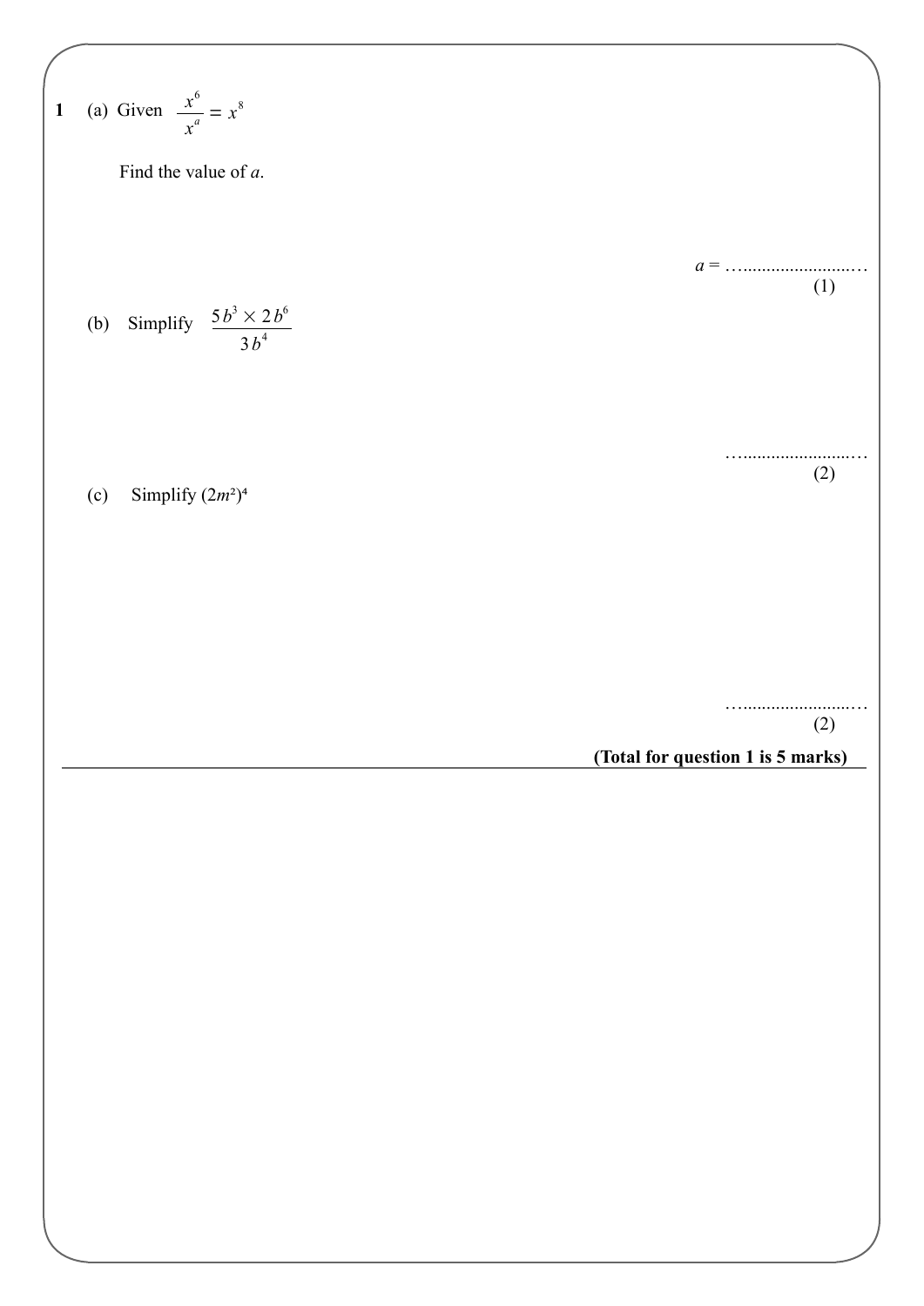**1** (a) Given $\dfrac{x^6}{x^a} = x^8$

Find the value of $a$.

$a$ = ……………………… **(1)**

(b) Simplify $\dfrac{5b^3 \times 2b^6}{3b^4}$

……………………… **(2)**

(c) Simplify $(2m^2)^4$

……………………… **(2)**

**(Total for question 1 is 5 marks)**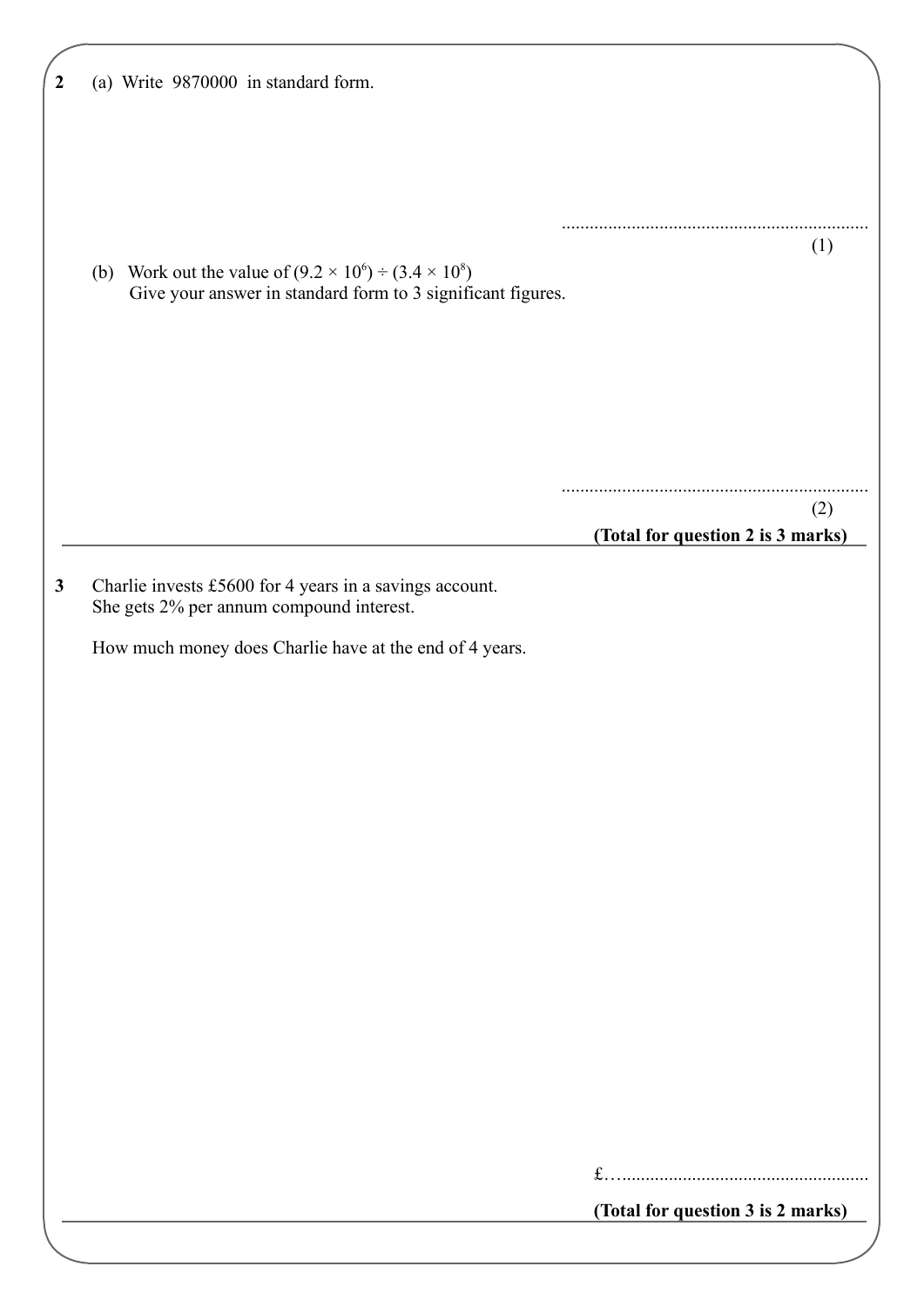**2** (a) Write 9870000 in standard form.

..................................................................

(1)

(b) Work out the value of $(9.2 \times 10^6) \div (3.4 \times 10^8)$
Give your answer in standard form to 3 significant figures.

..................................................................

(2)

**(Total for question 2 is 3 marks)**

---

**3** Charlie invests £5600 for 4 years in a savings account.
She gets 2% per annum compound interest.

How much money does Charlie have at the end of 4 years.

£……................................................

**(Total for question 3 is 2 marks)**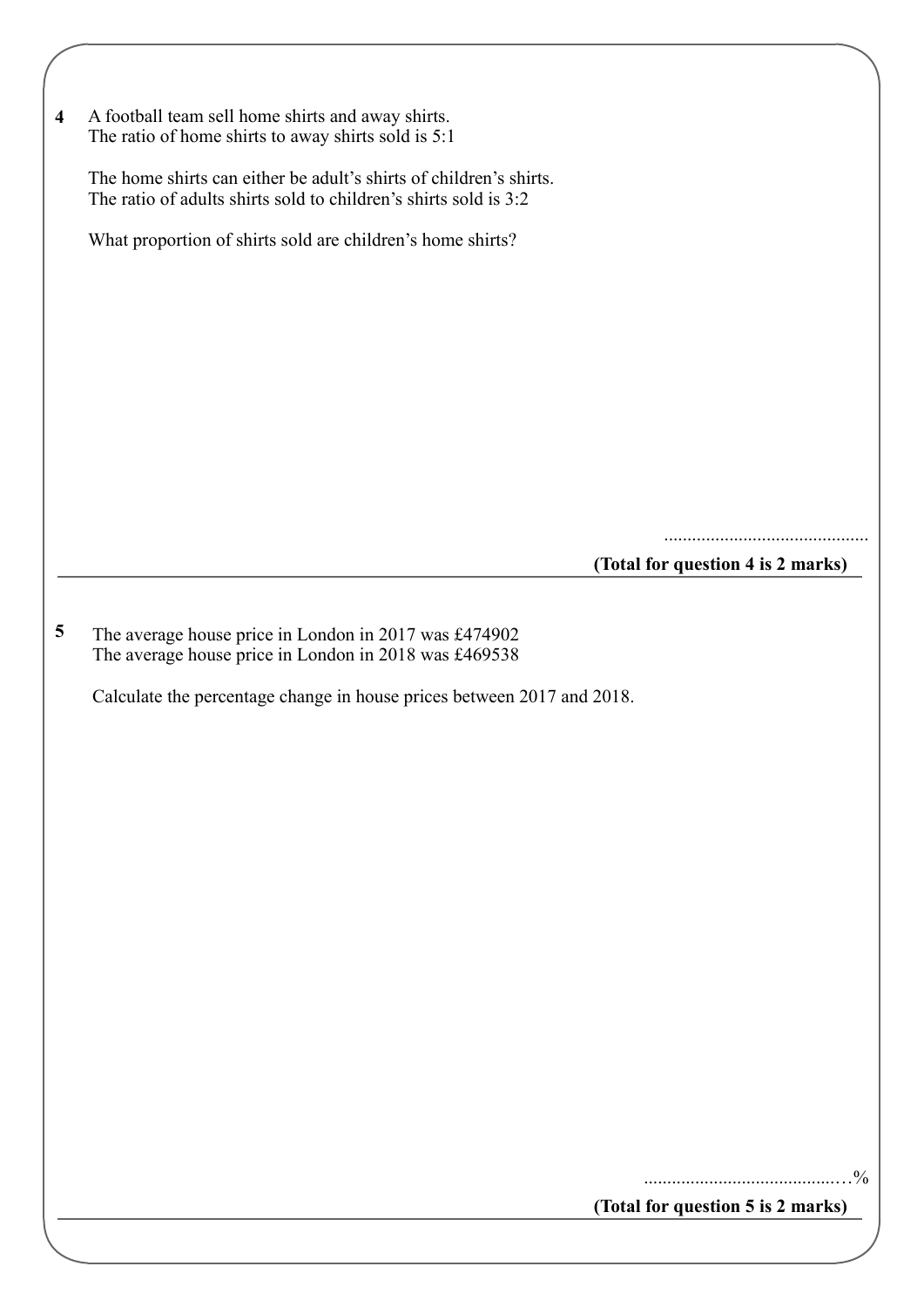**4** A football team sell home shirts and away shirts.
The ratio of home shirts to away shirts sold is 5:1

The home shirts can either be adult's shirts of children's shirts.
The ratio of adults shirts sold to children's shirts sold is 3:2

What proportion of shirts sold are children's home shirts?

............................................

**(Total for question 4 is 2 marks)**

---

**5** The average house price in London in 2017 was £474902
The average house price in London in 2018 was £469538

Calculate the percentage change in house prices between 2017 and 2018.

..........................................%

**(Total for question 5 is 2 marks)**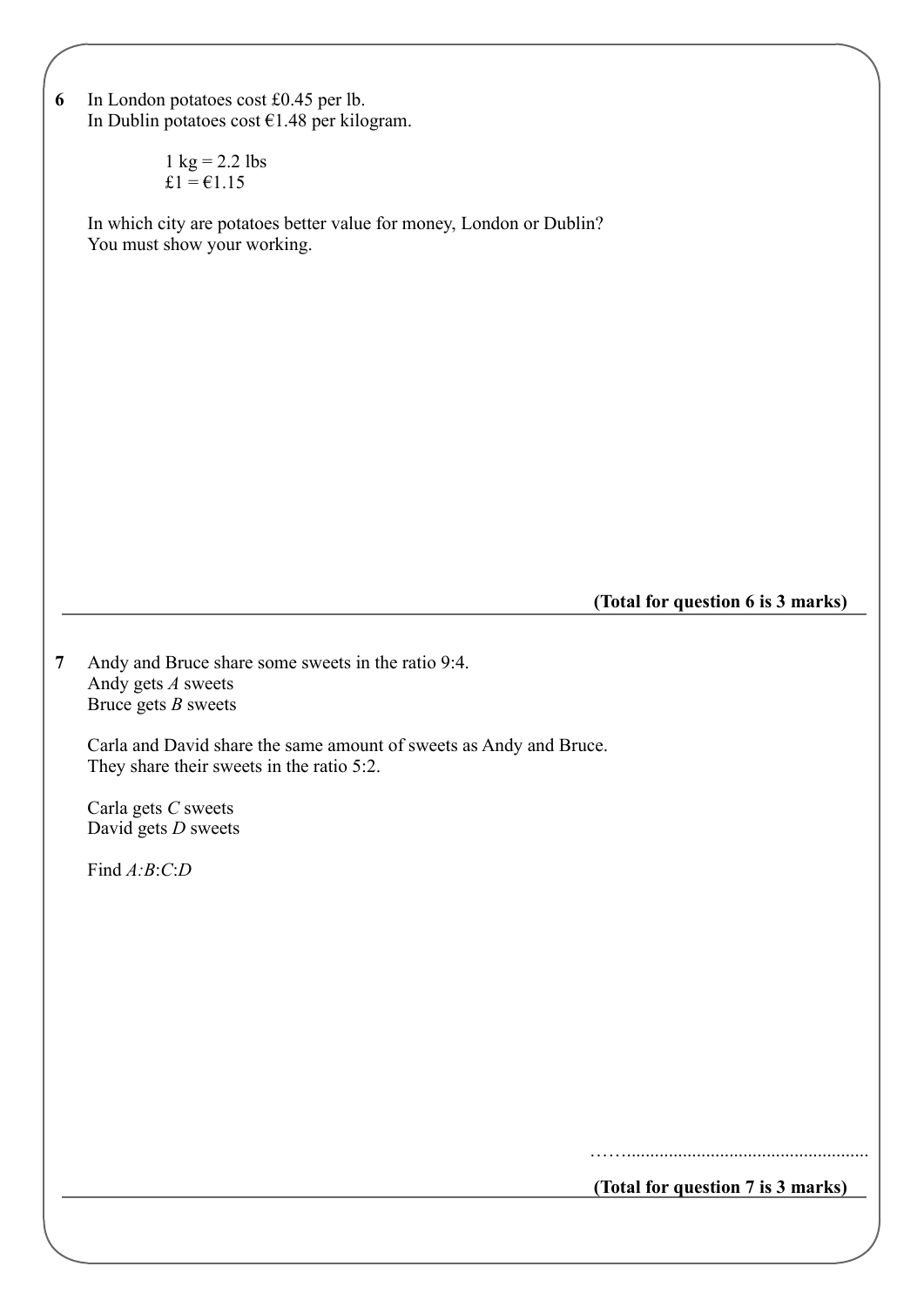**6** In London potatoes cost £0.45 per lb.
In Dublin potatoes cost €1.48 per kilogram.

1 kg = 2.2 lbs
£1 = €1.15

In which city are potatoes better value for money, London or Dublin?
You must show your working.

**(Total for question 6 is 3 marks)**

---

**7** Andy and Bruce share some sweets in the ratio 9:4.
Andy gets $A$ sweets
Bruce gets $B$ sweets

Carla and David share the same amount of sweets as Andy and Bruce.
They share their sweets in the ratio 5:2.

Carla gets $C$ sweets
David gets $D$ sweets

Find $A:B:C:D$

..........................................................

**(Total for question 7 is 3 marks)**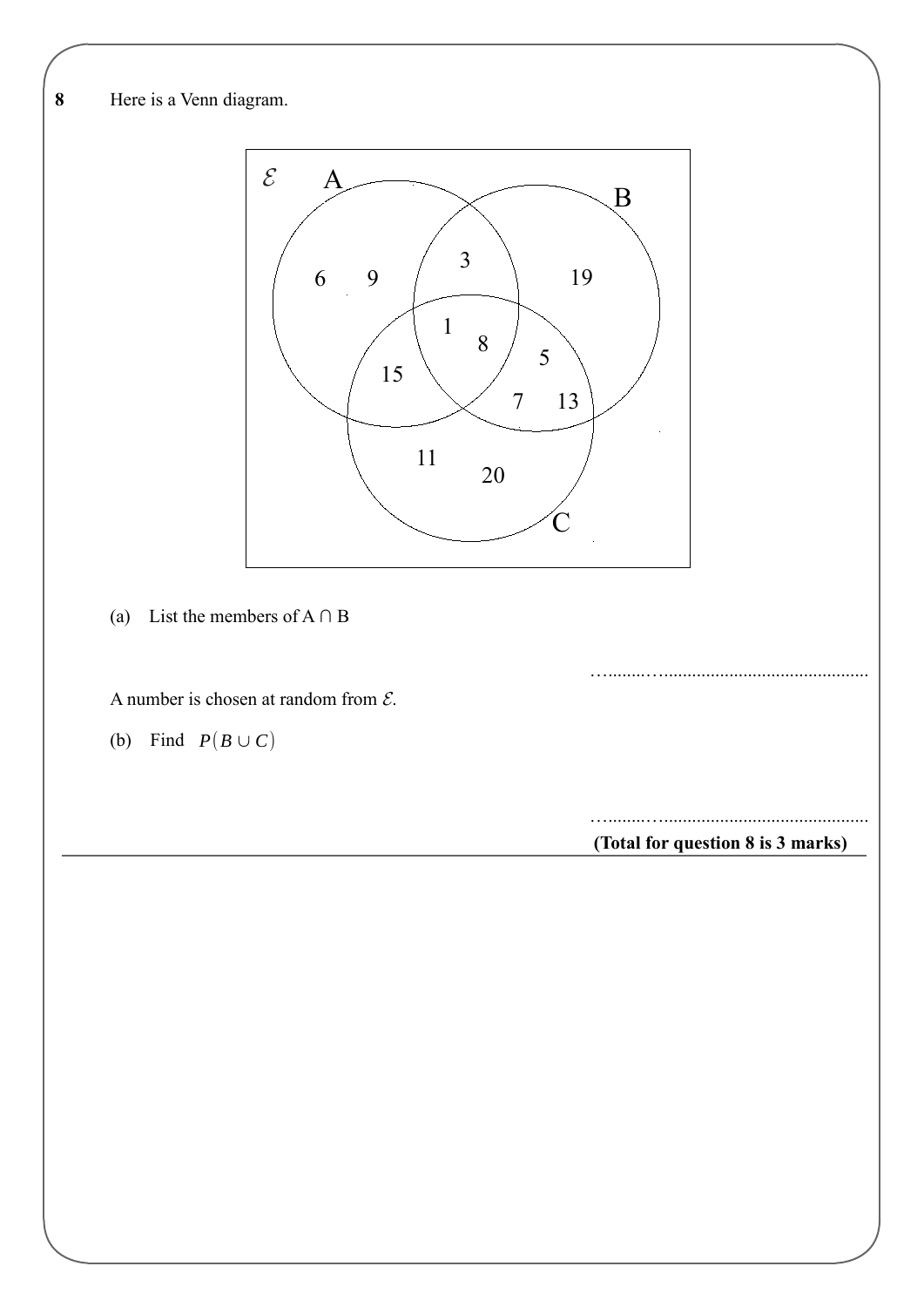**8** Here is a Venn diagram.

$\mathcal{E}$

A

B

C

6 9

3

19

1

8

5

15

7 13

11

20

(a) List the members of $A \cap B$

...............................................................

A number is chosen at random from $\mathcal{E}$.

(b) Find $P(B \cup C)$

...............................................................

**(Total for question 8 is 3 marks)**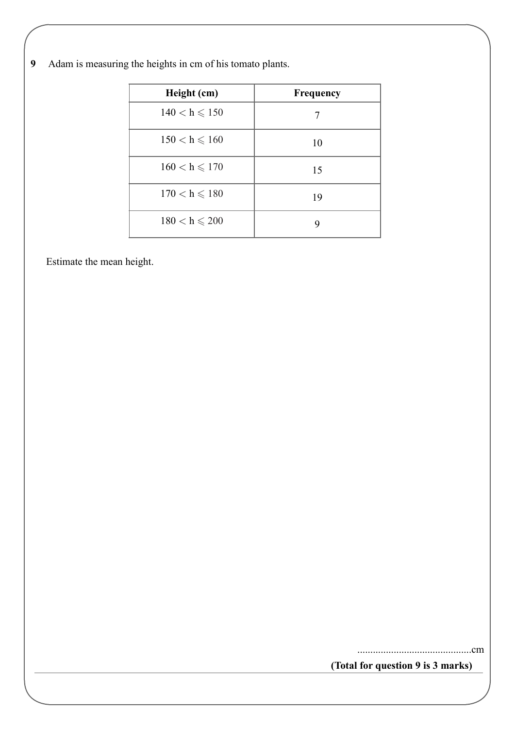**9** Adam is measuring the heights in cm of his tomato plants.

| Height (cm) | Frequency |
|---|---|
| $140 < h \leqslant 150$ | 7 |
| $150 < h \leqslant 160$ | 10 |
| $160 < h \leqslant 170$ | 15 |
| $170 < h \leqslant 180$ | 19 |
| $180 < h \leqslant 200$ | 9 |

Estimate the mean height.

............................................cm

**(Total for question 9 is 3 marks)**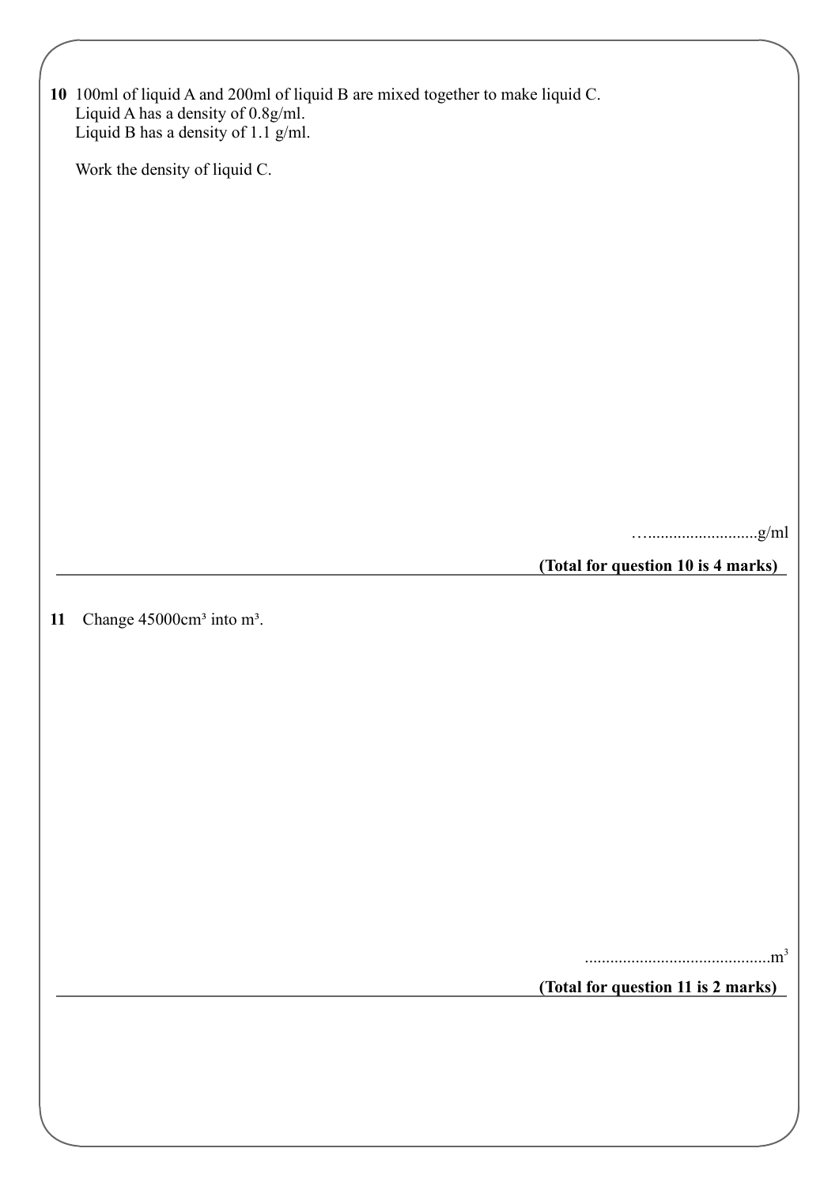**10** 100ml of liquid A and 200ml of liquid B are mixed together to make liquid C.
Liquid A has a density of 0.8g/ml.
Liquid B has a density of 1.1 g/ml.

Work the density of liquid C.

…..........................g/ml

**(Total for question 10 is 4 marks)**

---

**11** Change $45000 \text{cm}^3$ into $\text{m}^3$.

............................................$\text{m}^3$

**(Total for question 11 is 2 marks)**

---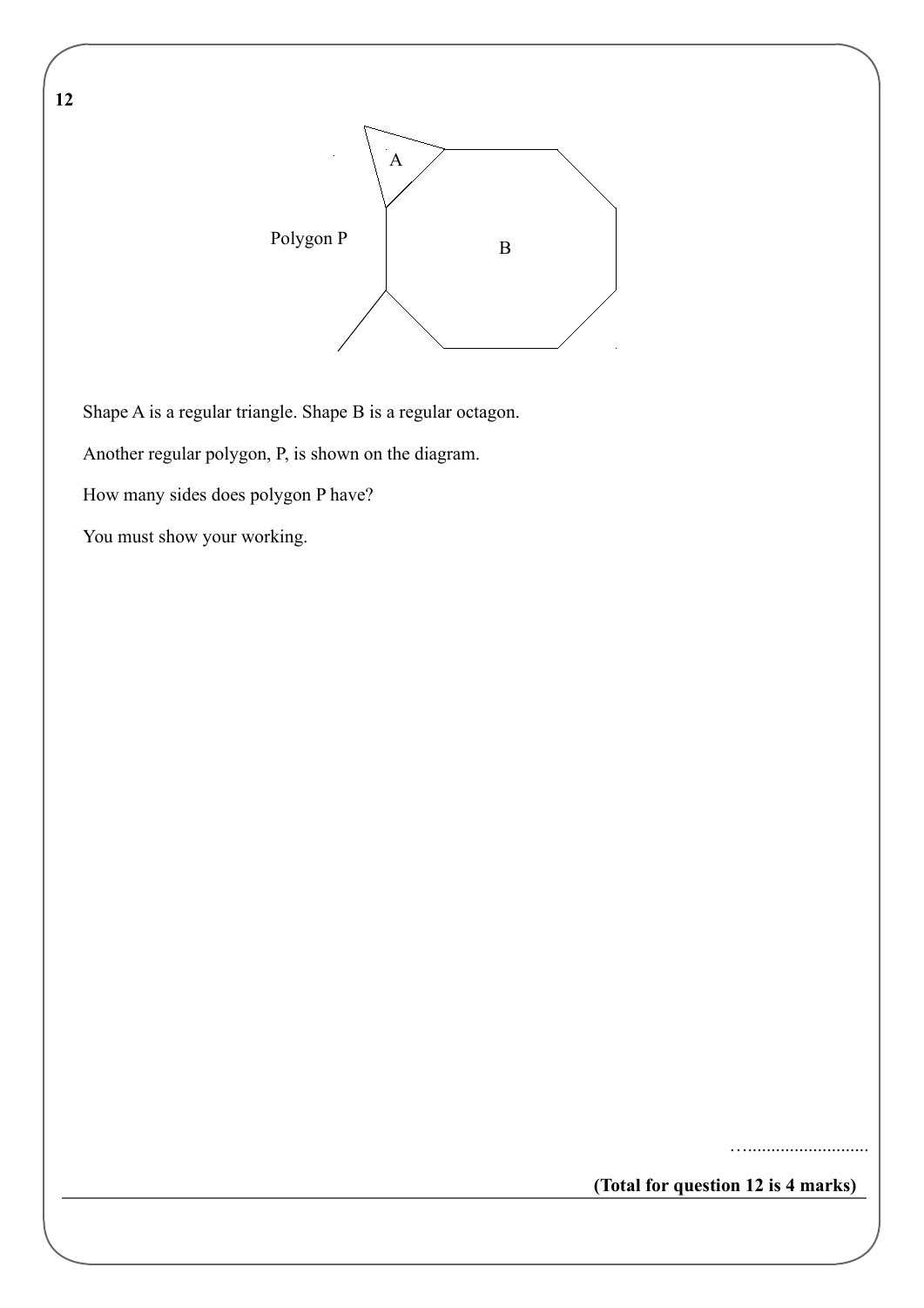**12**

Polygon P

A

B

Shape A is a regular triangle. Shape B is a regular octagon.

Another regular polygon, P, is shown on the diagram.

How many sides does polygon P have?

You must show your working.

…..........................

**(Total for question 12 is 4 marks)**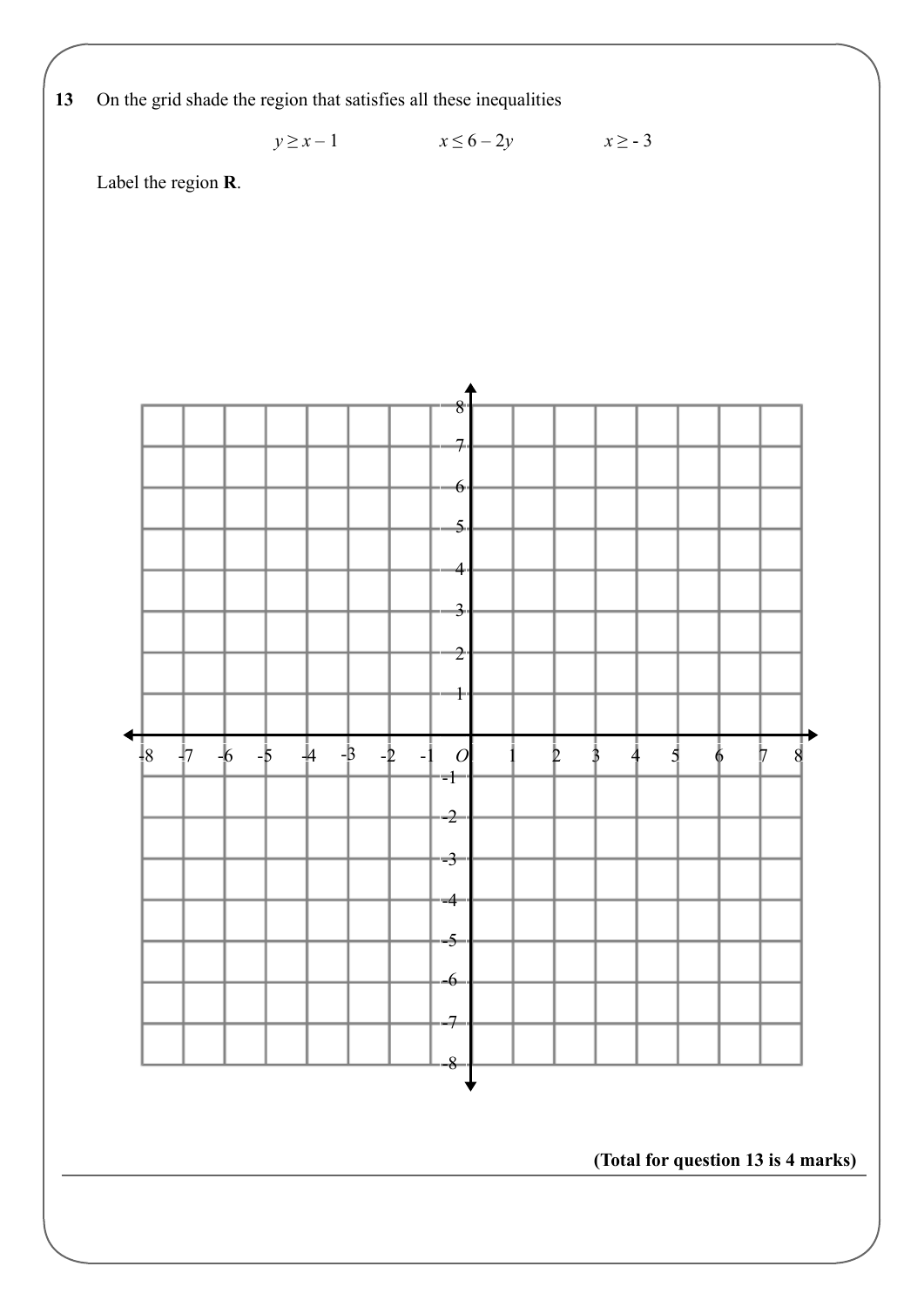**13** On the grid shade the region that satisfies all these inequalities

$y \geq x - 1$ $\qquad$ $x \leq 6 - 2y$ $\qquad$ $x \geq -3$

Label the region **R**.

8
7
6
5
4
3
2
1
-8 -7 -6 -5 -4 -3 -2 -1 O 1 2 3 4 5 6 7 8
-1
-2
-3
-4
-5
-6
-7
-8

**(Total for question 13 is 4 marks)**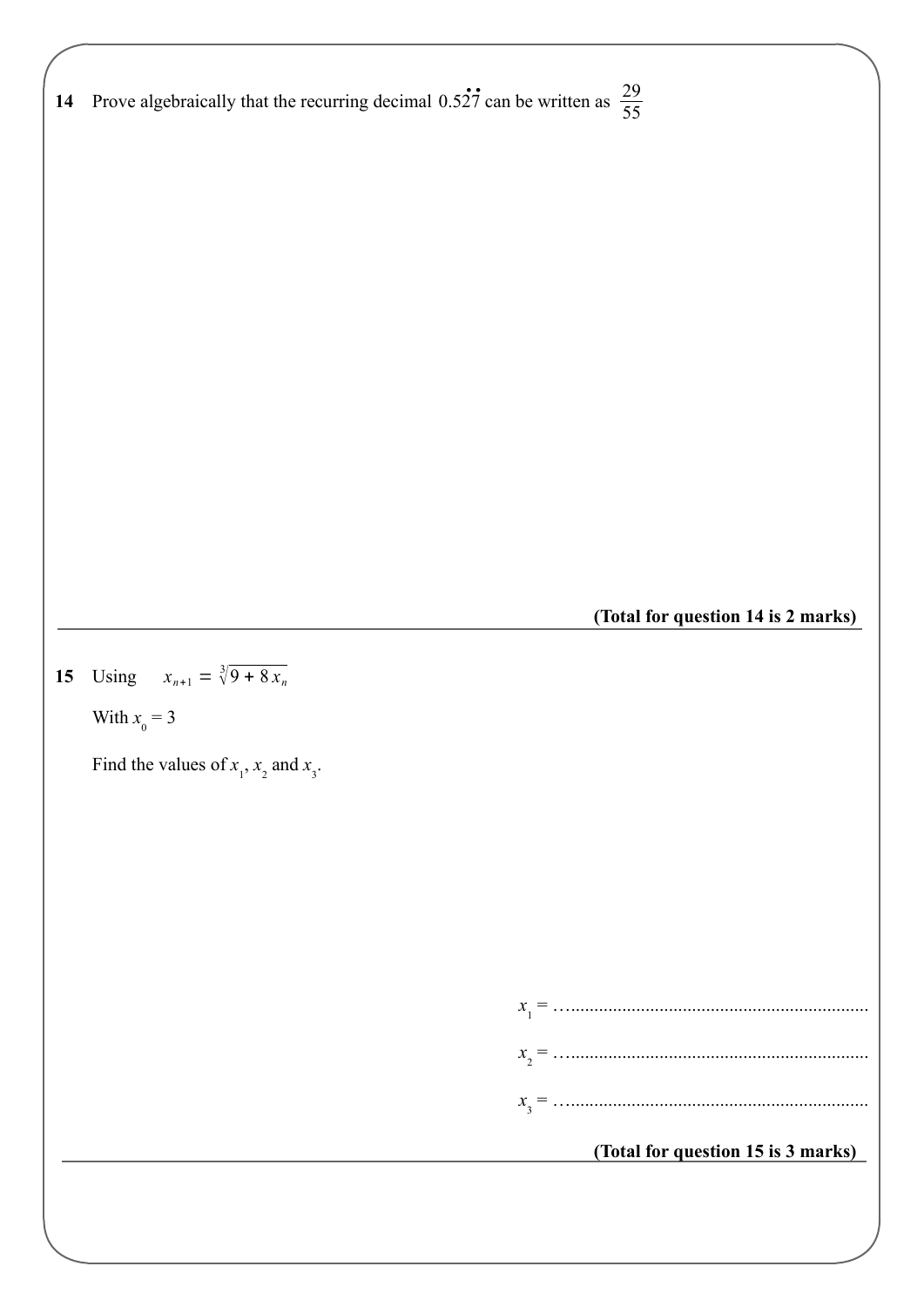**14** Prove algebraically that the recurring decimal $0.5\dot{2}\dot{7}$ can be written as $\dfrac{29}{55}$

**(Total for question 14 is 2 marks)**

---

**15** Using $\quad x_{n+1} = \sqrt[3]{9 + 8x_n}$

With $x_0 = 3$

Find the values of $x_1$, $x_2$ and $x_3$.

$x_1$ = …..................................................................

$x_2$ = …..................................................................

$x_3$ = …..................................................................

**(Total for question 15 is 3 marks)**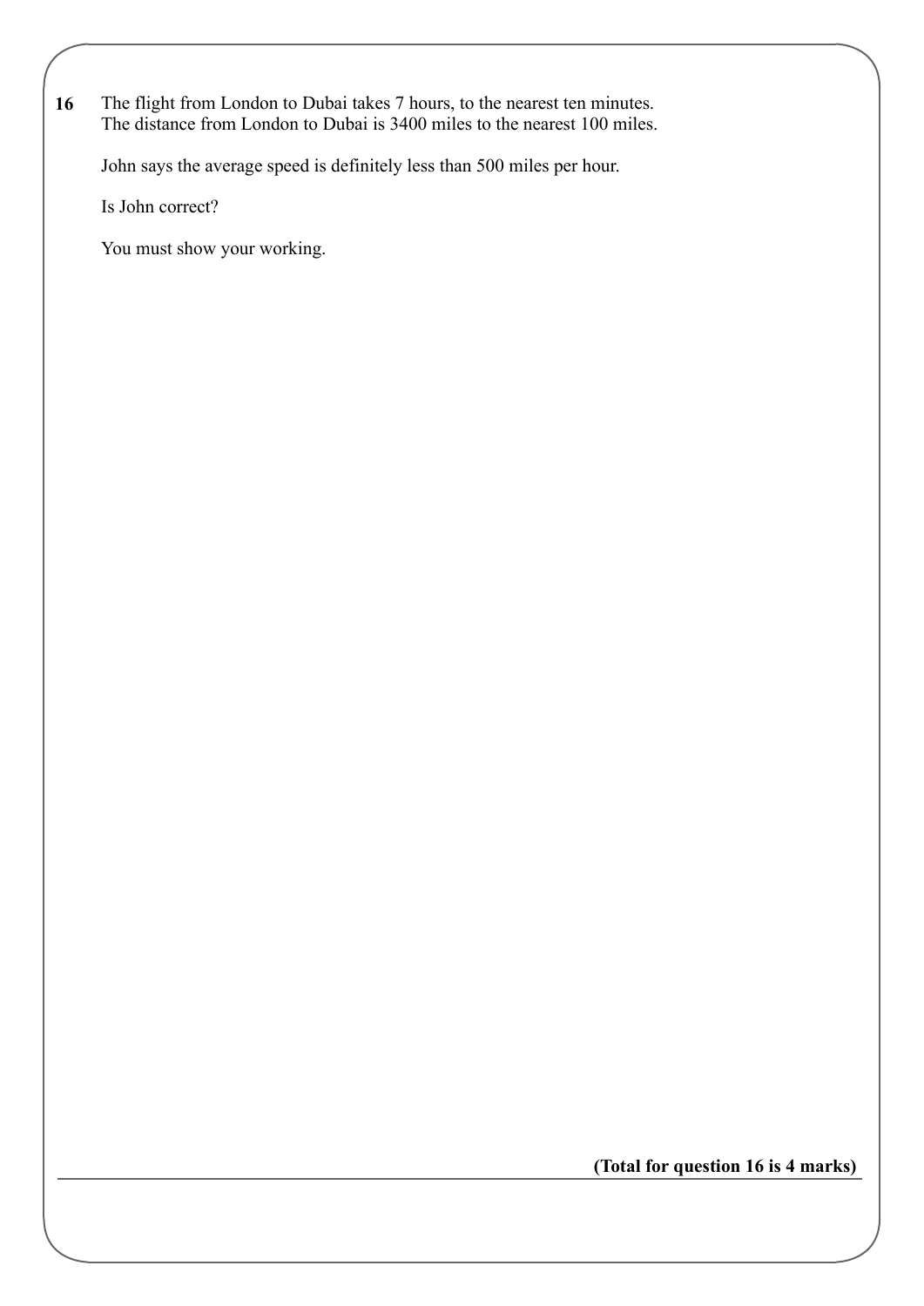**16** The flight from London to Dubai takes 7 hours, to the nearest ten minutes.
The distance from London to Dubai is 3400 miles to the nearest 100 miles.

John says the average speed is definitely less than 500 miles per hour.

Is John correct?

You must show your working.

**(Total for question 16 is 4 marks)**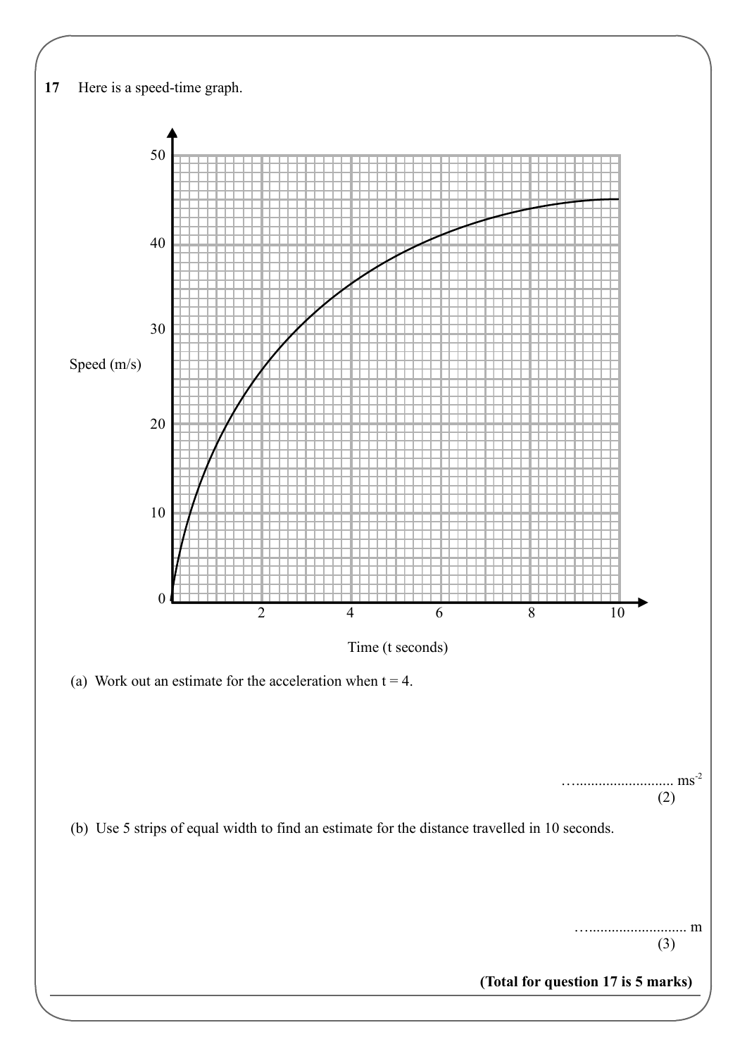**17** Here is a speed-time graph.

Speed (m/s)

50
40
30
20
10
0

2
4
6
8
10

Time (t seconds)

(a) Work out an estimate for the acceleration when $t = 4$.

…......................... $ms^{-2}$
(2)

(b) Use 5 strips of equal width to find an estimate for the distance travelled in 10 seconds.

…......................... m
(3)

**(Total for question 17 is 5 marks)**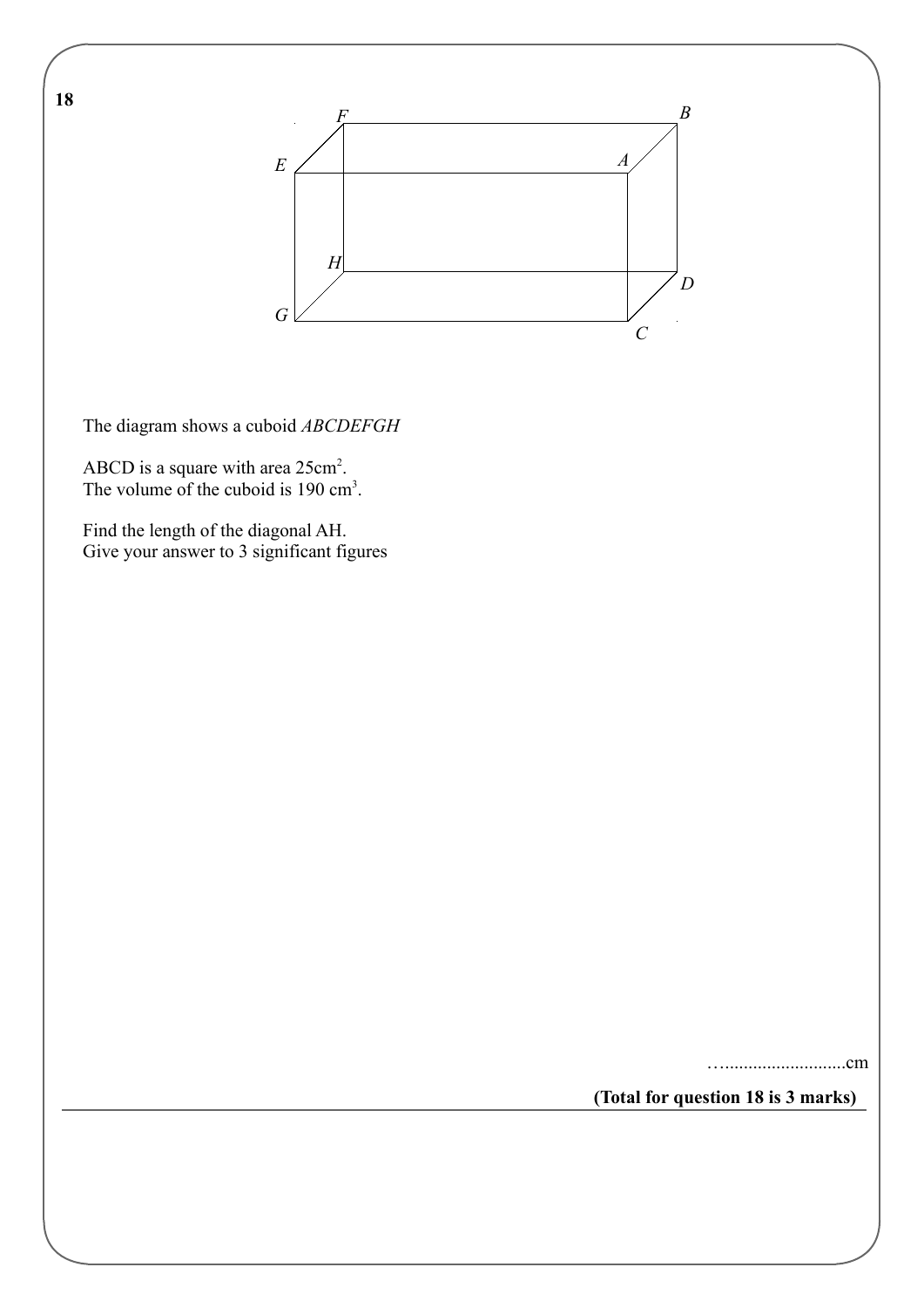**18**

The diagram shows a cuboid *ABCDEFGH*

ABCD is a square with area $25\text{cm}^2$.
The volume of the cuboid is $190\text{ cm}^3$.

Find the length of the diagonal AH.
Give your answer to 3 significant figures

…..........................cm

**(Total for question 18 is 3 marks)**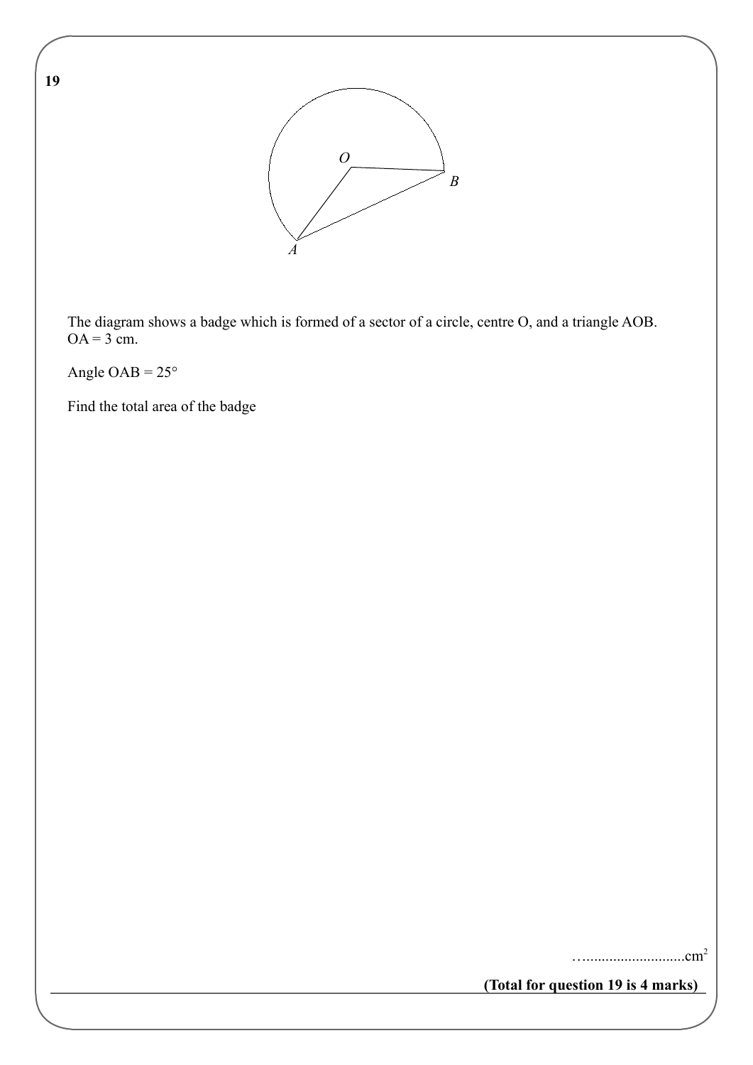**19**

O

B

A

The diagram shows a badge which is formed of a sector of a circle, centre O, and a triangle AOB.
OA = 3 cm.

Angle OAB = 25°

Find the total area of the badge

…..........................cm²

**(Total for question 19 is 4 marks)**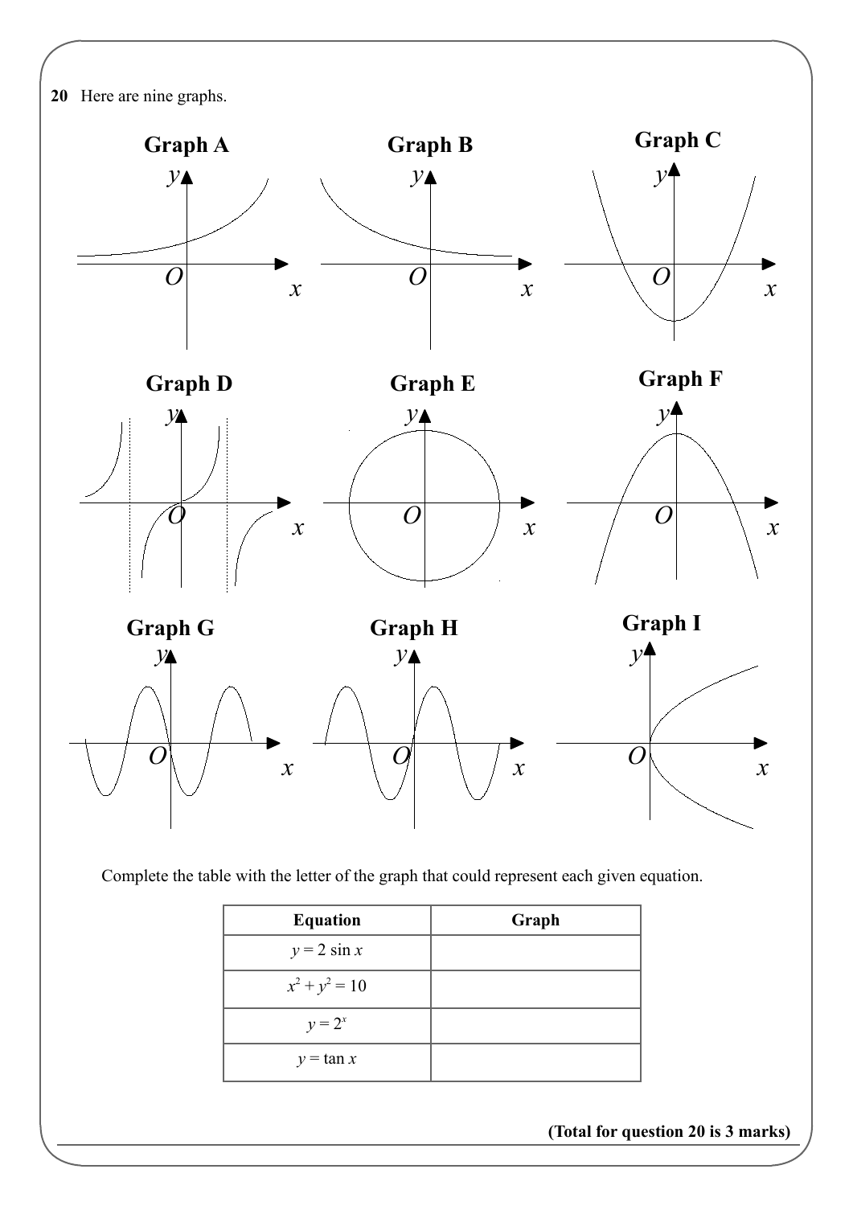**20** Here are nine graphs.

**Graph A**

$y$

$O$ $x$

**Graph B**

$y$

$O$ $x$

**Graph C**

$y$

$O$ $x$

**Graph D**

$y$

$O$ $x$

**Graph E**

$y$

$O$ $x$

**Graph F**

$y$

$O$ $x$

**Graph G**

$y$

$O$ $x$

**Graph H**

$y$

$O$ $x$

**Graph I**

$y$

$O$ $x$

Complete the table with the letter of the graph that could represent each given equation.

| Equation | Graph |
|---|---|
| $y = 2 \sin x$ | |
| $x^2 + y^2 = 10$ | |
| $y = 2^x$ | |
| $y = \tan x$ | |

**(Total for question 20 is 3 marks)**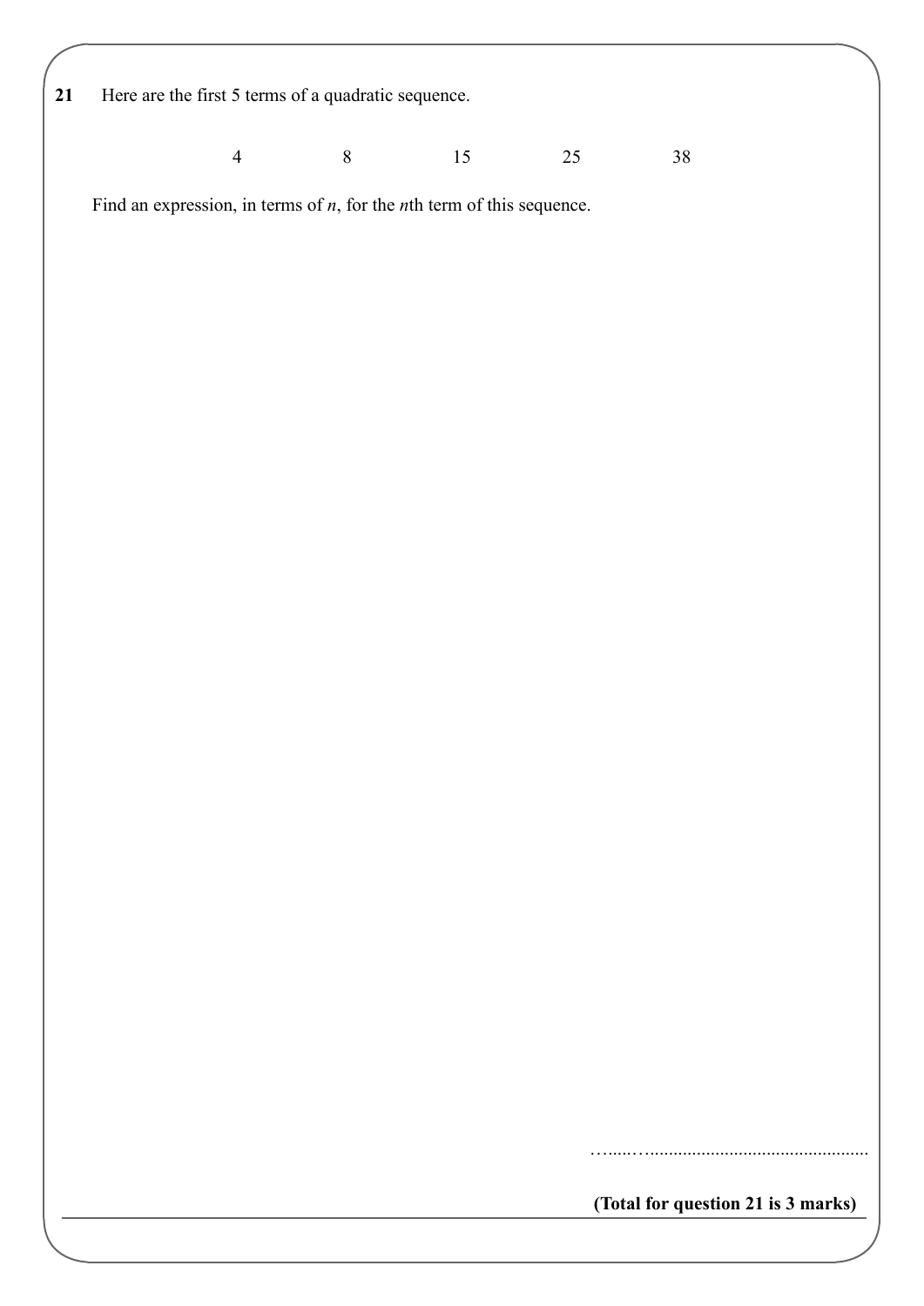**21** Here are the first 5 terms of a quadratic sequence.

4 8 15 25 38

Find an expression, in terms of $n$, for the $n$th term of this sequence.

……...…..............................................

**(Total for question 21 is 3 marks)**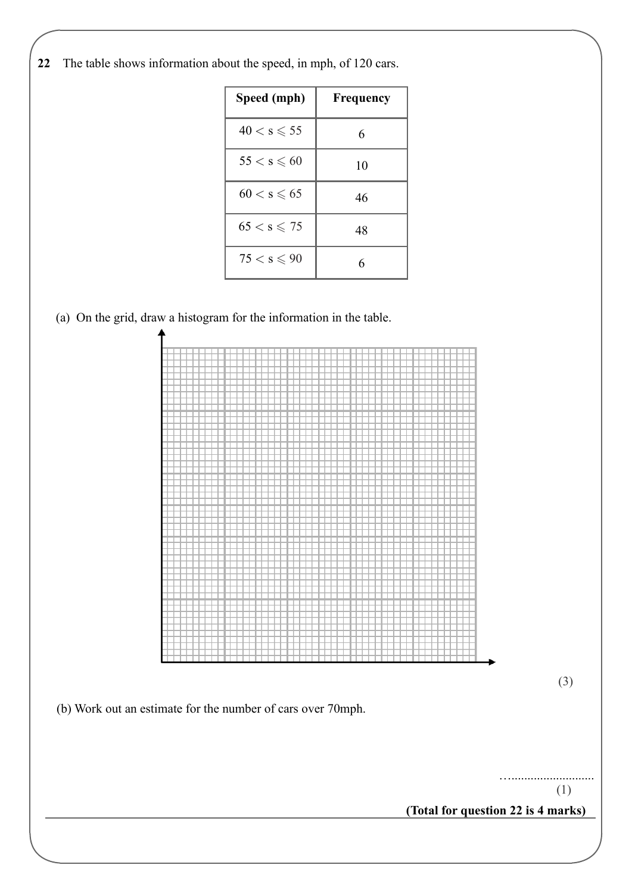**22** The table shows information about the speed, in mph, of 120 cars.

| Speed (mph) | Frequency |
|---|---|
| $40 < s \leqslant 55$ | 6 |
| $55 < s \leqslant 60$ | 10 |
| $60 < s \leqslant 65$ | 46 |
| $65 < s \leqslant 75$ | 48 |
| $75 < s \leqslant 90$ | 6 |

(a) On the grid, draw a histogram for the information in the table.

(3)

(b) Work out an estimate for the number of cars over 70mph.

…..........................

(1)

**(Total for question 22 is 4 marks)**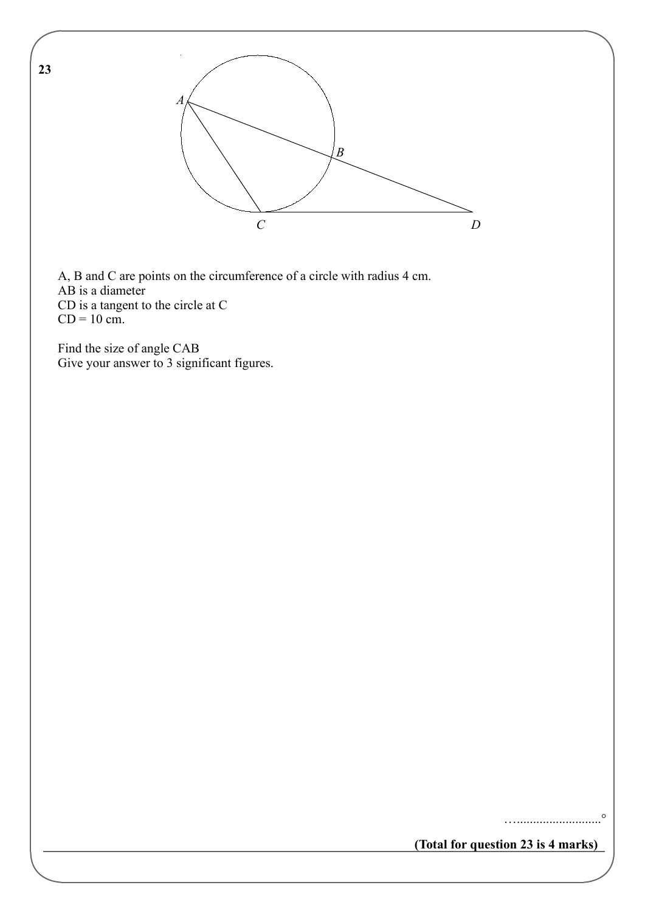**23**

A

B

C

D

A, B and C are points on the circumference of a circle with radius 4 cm.
AB is a diameter
CD is a tangent to the circle at C
CD = 10 cm.

Find the size of angle CAB
Give your answer to 3 significant figures.

……………………..°

**(Total for question 23 is 4 marks)**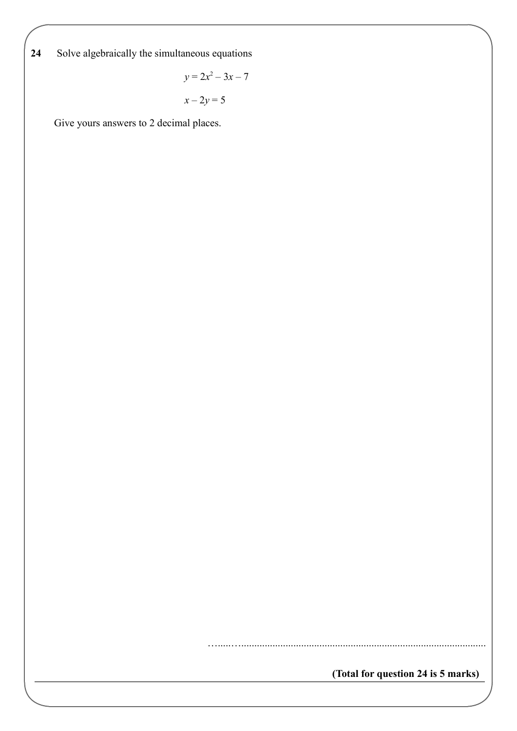**24** Solve algebraically the simultaneous equations

$$y = 2x^2 - 3x - 7$$

$$x - 2y = 5$$

Give yours answers to 2 decimal places.

……..…......................................................................................

**(Total for question 24 is 5 marks)**